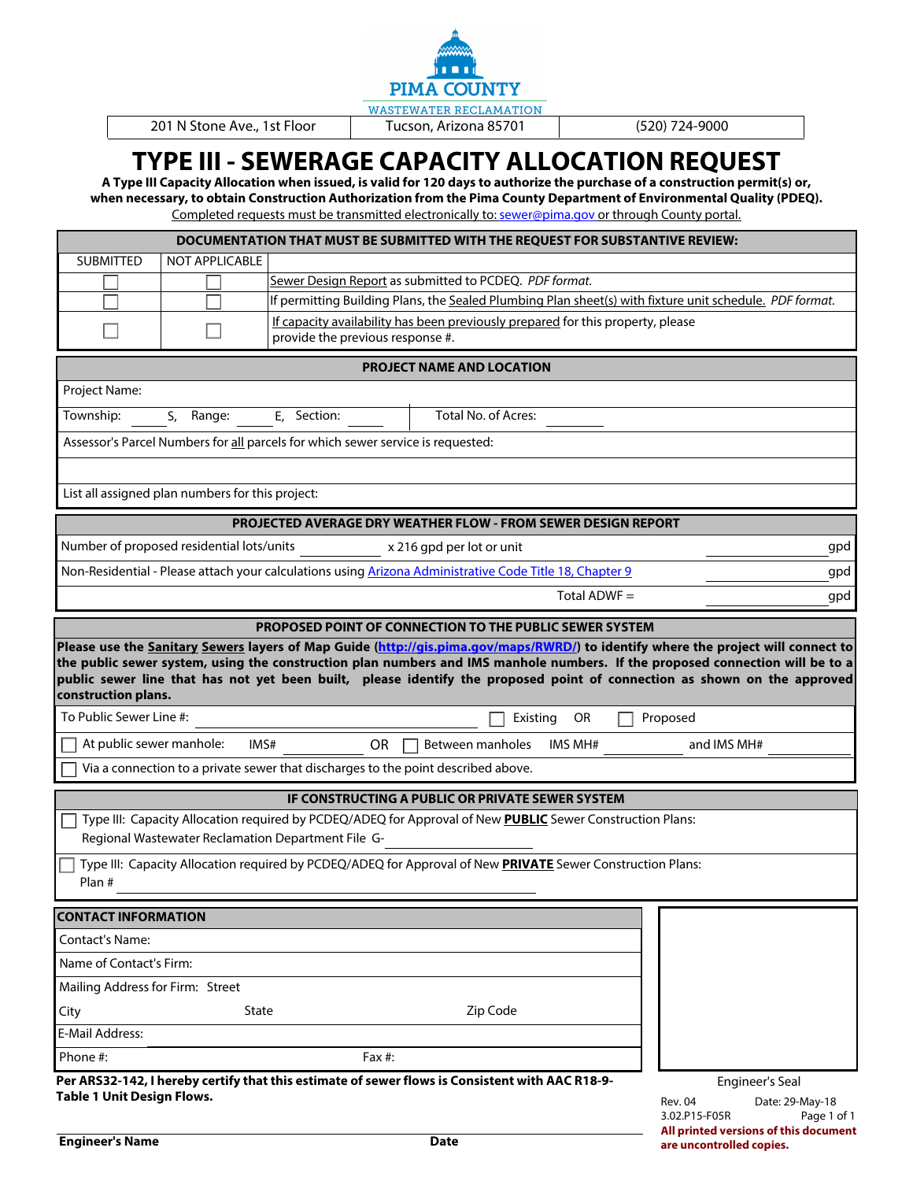PIMA COUNTY

WASTEWATER RECLAMATION

| 201 N Stone Ave., 1st Floor | Tucson, Arizona 85701 | (520) 724-9000 |
|---|---|---|

# TYPE III - SEWERAGE CAPACITY ALLOCATION REQUEST

**A Type III Capacity Allocation when issued, is valid for 120 days to authorize the purchase of a construction permit(s) or, when necessary, to obtain Construction Authorization from the Pima County Department of Environmental Quality (PDEQ).**

Completed requests must be transmitted electronically to: sewer@pima.gov or through County portal.

| **DOCUMENTATION THAT MUST BE SUBMITTED WITH THE REQUEST FOR SUBSTANTIVE REVIEW:** | | |
|---|---|---|
| SUBMITTED | NOT APPLICABLE | |
| ☐ | ☐ | Sewer Design Report as submitted to PCDEQ. *PDF format.* |
| ☐ | ☐ | If permitting Building Plans, the Sealed Plumbing Plan sheet(s) with fixture unit schedule. *PDF format.* |
| ☐ | ☐ | If capacity availability has been previously prepared for this property, please provide the previous response #. |

| **PROJECT NAME AND LOCATION** | |
|---|---|
| Project Name: | |
| Township: ____ S, Range: ____ E, Section: ____ | Total No. of Acres: ____ |
| Assessor's Parcel Numbers for all parcels for which sewer service is requested: | |
| | |
| List all assigned plan numbers for this project: | |

| **PROJECTED AVERAGE DRY WEATHER FLOW - FROM SEWER DESIGN REPORT** | |
|---|---|
| Number of proposed residential lots/units ________ x 216 gpd per lot or unit | ________ gpd |
| Non-Residential - Please attach your calculations using Arizona Administrative Code Title 18, Chapter 9 | ________ gpd |
| Total ADWF = | ________ gpd |

**PROPOSED POINT OF CONNECTION TO THE PUBLIC SEWER SYSTEM**

**Please use the Sanitary Sewers layers of Map Guide (http://gis.pima.gov/maps/RWRD/) to identify where the project will connect to the public sewer system, using the construction plan numbers and IMS manhole numbers. If the proposed connection will be to a public sewer line that has not yet been built, please identify the proposed point of connection as shown on the approved construction plans.**

To Public Sewer Line #: ____________________ ☐ Existing OR ☐ Proposed

☐ At public sewer manhole: IMS# ________ OR ☐ Between manholes IMS MH# ________ and IMS MH# ________

☐ Via a connection to a private sewer that discharges to the point described above.

**IF CONSTRUCTING A PUBLIC OR PRIVATE SEWER SYSTEM**

☐ Type III: Capacity Allocation required by PCDEQ/ADEQ for Approval of New **PUBLIC** Sewer Construction Plans: Regional Wastewater Reclamation Department File G-________

☐ Type III: Capacity Allocation required by PCDEQ/ADEQ for Approval of New **PRIVATE** Sewer Construction Plans: Plan # ________

| **CONTACT INFORMATION** | |
|---|---|
| Contact's Name: | |
| Name of Contact's Firm: | |
| Mailing Address for Firm: Street | |
| City State | Zip Code |
| E-Mail Address: | |
| Phone #: | Fax #: |

Engineer's Seal

**Per ARS32-142, I hereby certify that this estimate of sewer flows is Consistent with AAC R18-9-Table 1 Unit Design Flows.**

**Engineer's Name** ____________________ **Date**

Rev. 04 Date: 29-May-18

3.02.P15-F05R

**All printed versions of this document are uncontrolled copies.**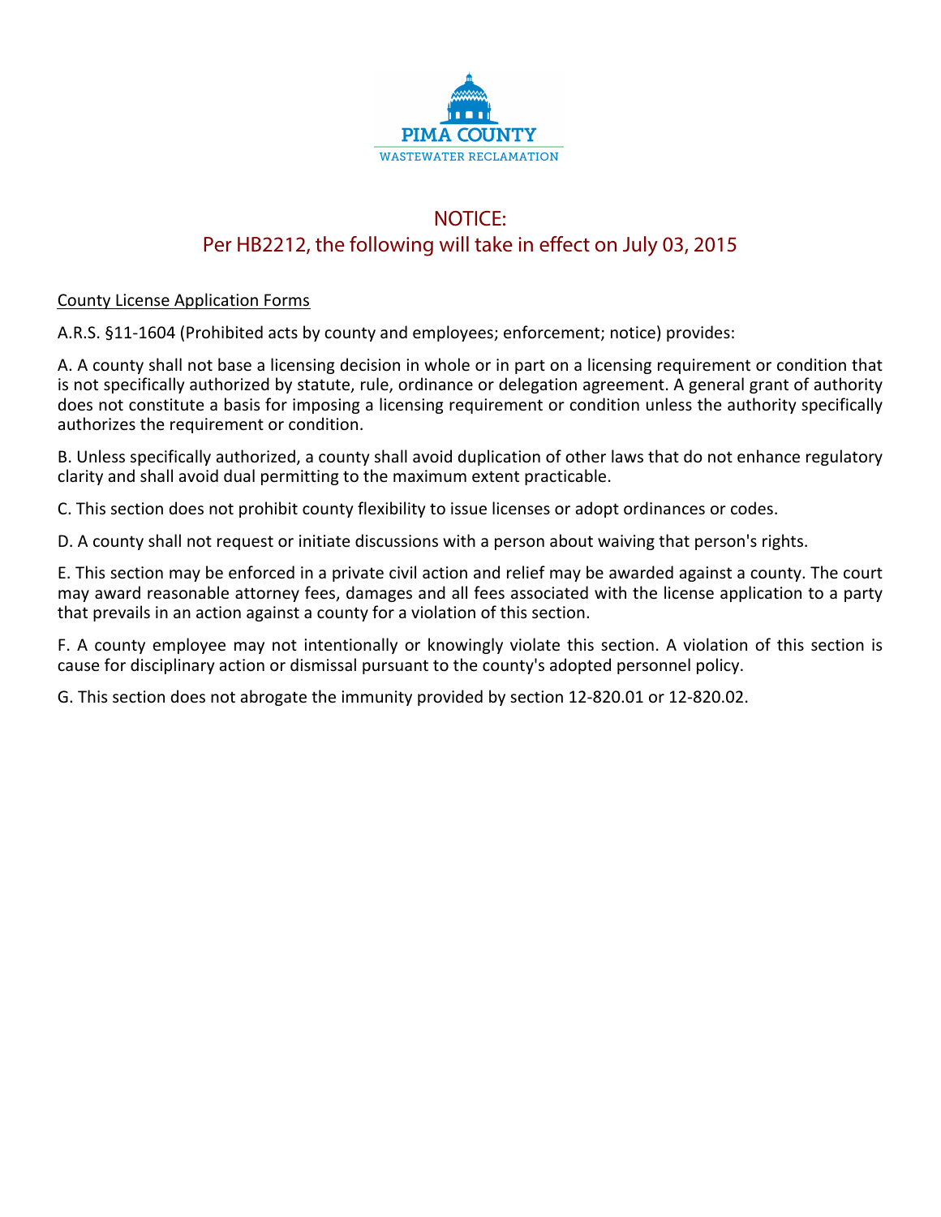PIMA COUNTY

WASTEWATER RECLAMATION

## NOTICE:
## Per HB2212, the following will take in effect on July 03, 2015

<u>County License Application Forms</u>

A.R.S. §11-1604 (Prohibited acts by county and employees; enforcement; notice) provides:

A. A county shall not base a licensing decision in whole or in part on a licensing requirement or condition that is not specifically authorized by statute, rule, ordinance or delegation agreement. A general grant of authority does not constitute a basis for imposing a licensing requirement or condition unless the authority specifically authorizes the requirement or condition.

B. Unless specifically authorized, a county shall avoid duplication of other laws that do not enhance regulatory clarity and shall avoid dual permitting to the maximum extent practicable.

C. This section does not prohibit county flexibility to issue licenses or adopt ordinances or codes.

D. A county shall not request or initiate discussions with a person about waiving that person's rights.

E. This section may be enforced in a private civil action and relief may be awarded against a county. The court may award reasonable attorney fees, damages and all fees associated with the license application to a party that prevails in an action against a county for a violation of this section.

F. A county employee may not intentionally or knowingly violate this section. A violation of this section is cause for disciplinary action or dismissal pursuant to the county's adopted personnel policy.

G. This section does not abrogate the immunity provided by section 12-820.01 or 12-820.02.